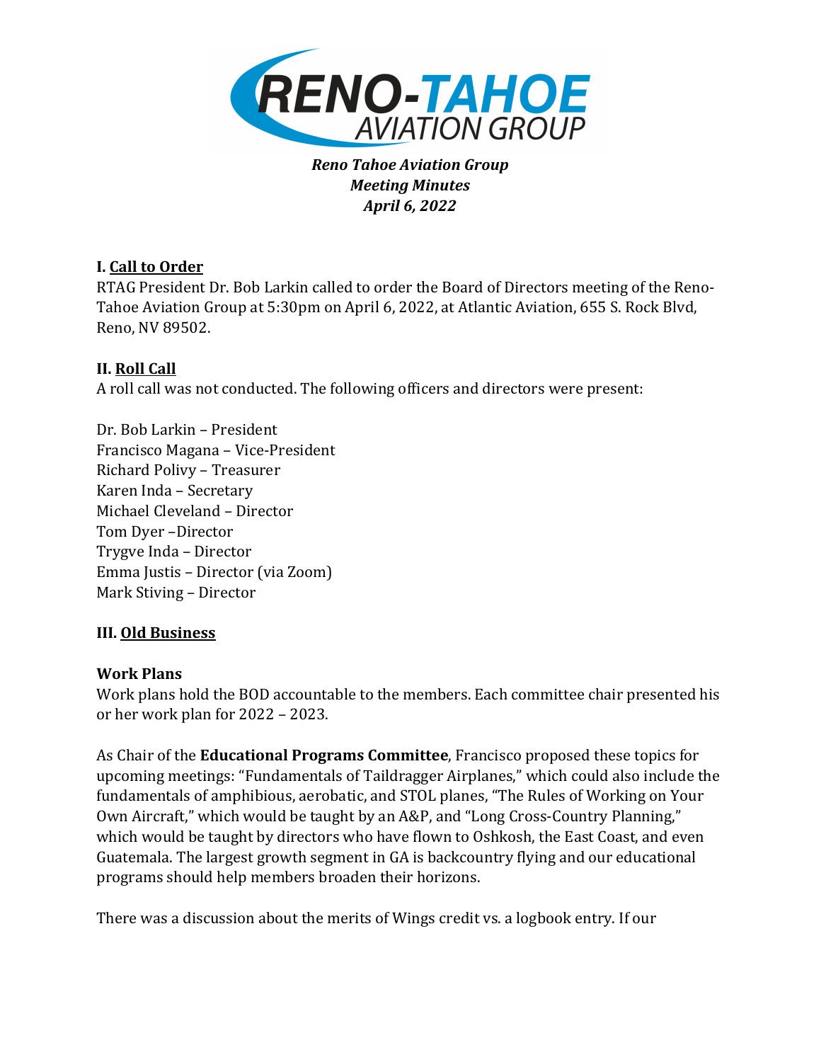*Reno Tahoe Aviation Group*
*Meeting Minutes*
*April 6, 2022*

## I. Call to Order

RTAG President Dr. Bob Larkin called to order the Board of Directors meeting of the Reno-Tahoe Aviation Group at 5:30pm on April 6, 2022, at Atlantic Aviation, 655 S. Rock Blvd, Reno, NV 89502.

## II. Roll Call

A roll call was not conducted. The following officers and directors were present:

Dr. Bob Larkin – President
Francisco Magana – Vice-President
Richard Polivy – Treasurer
Karen Inda – Secretary
Michael Cleveland – Director
Tom Dyer –Director
Trygve Inda – Director
Emma Justis – Director (via Zoom)
Mark Stiving – Director

## III. Old Business

### Work Plans

Work plans hold the BOD accountable to the members. Each committee chair presented his or her work plan for 2022 – 2023.

As Chair of the **Educational Programs Committee**, Francisco proposed these topics for upcoming meetings: "Fundamentals of Taildragger Airplanes," which could also include the fundamentals of amphibious, aerobatic, and STOL planes, "The Rules of Working on Your Own Aircraft," which would be taught by an A&P, and "Long Cross-Country Planning," which would be taught by directors who have flown to Oshkosh, the East Coast, and even Guatemala. The largest growth segment in GA is backcountry flying and our educational programs should help members broaden their horizons.

There was a discussion about the merits of Wings credit vs. a logbook entry. If our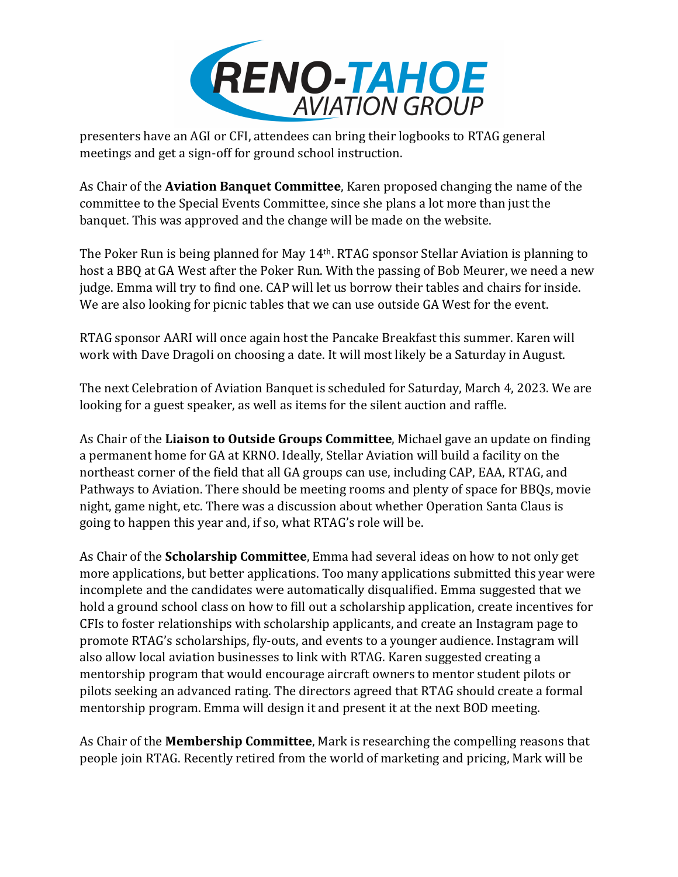presenters have an AGI or CFI, attendees can bring their logbooks to RTAG general meetings and get a sign-off for ground school instruction.

As Chair of the **Aviation Banquet Committee**, Karen proposed changing the name of the committee to the Special Events Committee, since she plans a lot more than just the banquet. This was approved and the change will be made on the website.

The Poker Run is being planned for May 14th. RTAG sponsor Stellar Aviation is planning to host a BBQ at GA West after the Poker Run. With the passing of Bob Meurer, we need a new judge. Emma will try to find one. CAP will let us borrow their tables and chairs for inside. We are also looking for picnic tables that we can use outside GA West for the event.

RTAG sponsor AARI will once again host the Pancake Breakfast this summer. Karen will work with Dave Dragoli on choosing a date. It will most likely be a Saturday in August.

The next Celebration of Aviation Banquet is scheduled for Saturday, March 4, 2023. We are looking for a guest speaker, as well as items for the silent auction and raffle.

As Chair of the **Liaison to Outside Groups Committee**, Michael gave an update on finding a permanent home for GA at KRNO. Ideally, Stellar Aviation will build a facility on the northeast corner of the field that all GA groups can use, including CAP, EAA, RTAG, and Pathways to Aviation. There should be meeting rooms and plenty of space for BBQs, movie night, game night, etc. There was a discussion about whether Operation Santa Claus is going to happen this year and, if so, what RTAG's role will be.

As Chair of the **Scholarship Committee**, Emma had several ideas on how to not only get more applications, but better applications. Too many applications submitted this year were incomplete and the candidates were automatically disqualified. Emma suggested that we hold a ground school class on how to fill out a scholarship application, create incentives for CFIs to foster relationships with scholarship applicants, and create an Instagram page to promote RTAG's scholarships, fly-outs, and events to a younger audience. Instagram will also allow local aviation businesses to link with RTAG. Karen suggested creating a mentorship program that would encourage aircraft owners to mentor student pilots or pilots seeking an advanced rating. The directors agreed that RTAG should create a formal mentorship program. Emma will design it and present it at the next BOD meeting.

As Chair of the **Membership Committee**, Mark is researching the compelling reasons that people join RTAG. Recently retired from the world of marketing and pricing, Mark will be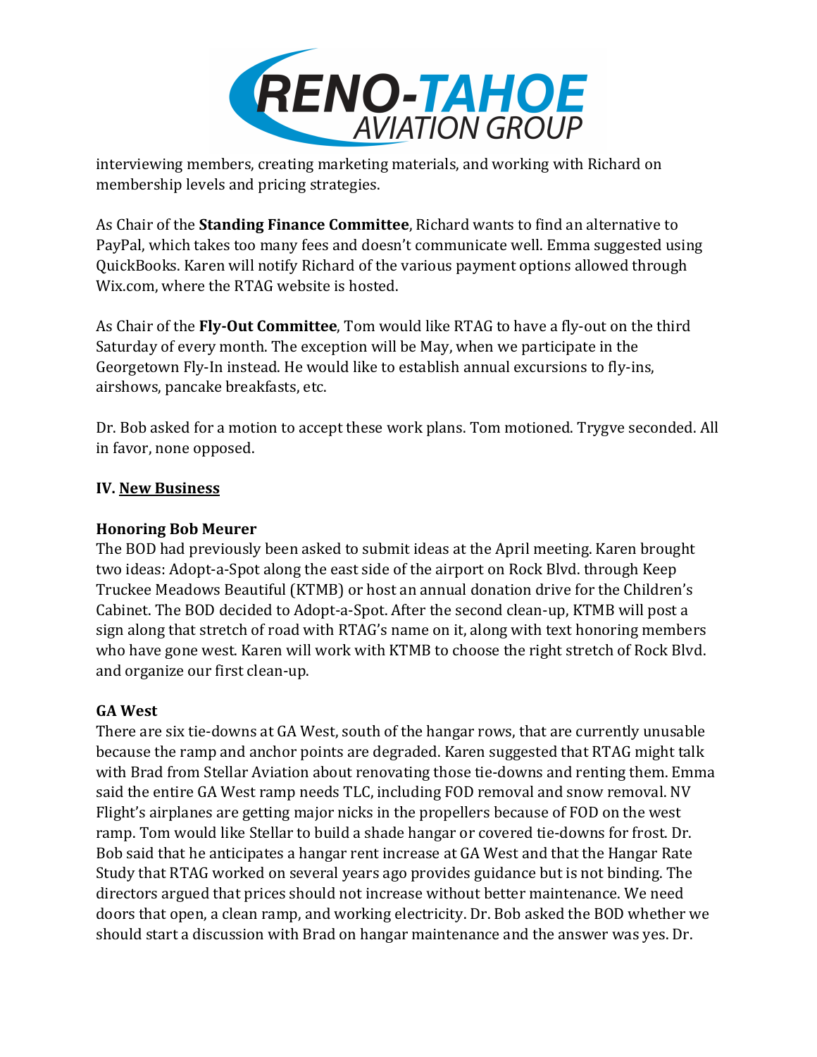interviewing members, creating marketing materials, and working with Richard on membership levels and pricing strategies.

As Chair of the **Standing Finance Committee**, Richard wants to find an alternative to PayPal, which takes too many fees and doesn't communicate well. Emma suggested using QuickBooks. Karen will notify Richard of the various payment options allowed through Wix.com, where the RTAG website is hosted.

As Chair of the **Fly-Out Committee**, Tom would like RTAG to have a fly-out on the third Saturday of every month. The exception will be May, when we participate in the Georgetown Fly-In instead. He would like to establish annual excursions to fly-ins, airshows, pancake breakfasts, etc.

Dr. Bob asked for a motion to accept these work plans. Tom motioned. Trygve seconded. All in favor, none opposed.

**IV. <u>New Business</u>**

**Honoring Bob Meurer**

The BOD had previously been asked to submit ideas at the April meeting. Karen brought two ideas: Adopt-a-Spot along the east side of the airport on Rock Blvd. through Keep Truckee Meadows Beautiful (KTMB) or host an annual donation drive for the Children's Cabinet. The BOD decided to Adopt-a-Spot. After the second clean-up, KTMB will post a sign along that stretch of road with RTAG's name on it, along with text honoring members who have gone west. Karen will work with KTMB to choose the right stretch of Rock Blvd. and organize our first clean-up.

**GA West**

There are six tie-downs at GA West, south of the hangar rows, that are currently unusable because the ramp and anchor points are degraded. Karen suggested that RTAG might talk with Brad from Stellar Aviation about renovating those tie-downs and renting them. Emma said the entire GA West ramp needs TLC, including FOD removal and snow removal. NV Flight's airplanes are getting major nicks in the propellers because of FOD on the west ramp. Tom would like Stellar to build a shade hangar or covered tie-downs for frost. Dr. Bob said that he anticipates a hangar rent increase at GA West and that the Hangar Rate Study that RTAG worked on several years ago provides guidance but is not binding. The directors argued that prices should not increase without better maintenance. We need doors that open, a clean ramp, and working electricity. Dr. Bob asked the BOD whether we should start a discussion with Brad on hangar maintenance and the answer was yes. Dr.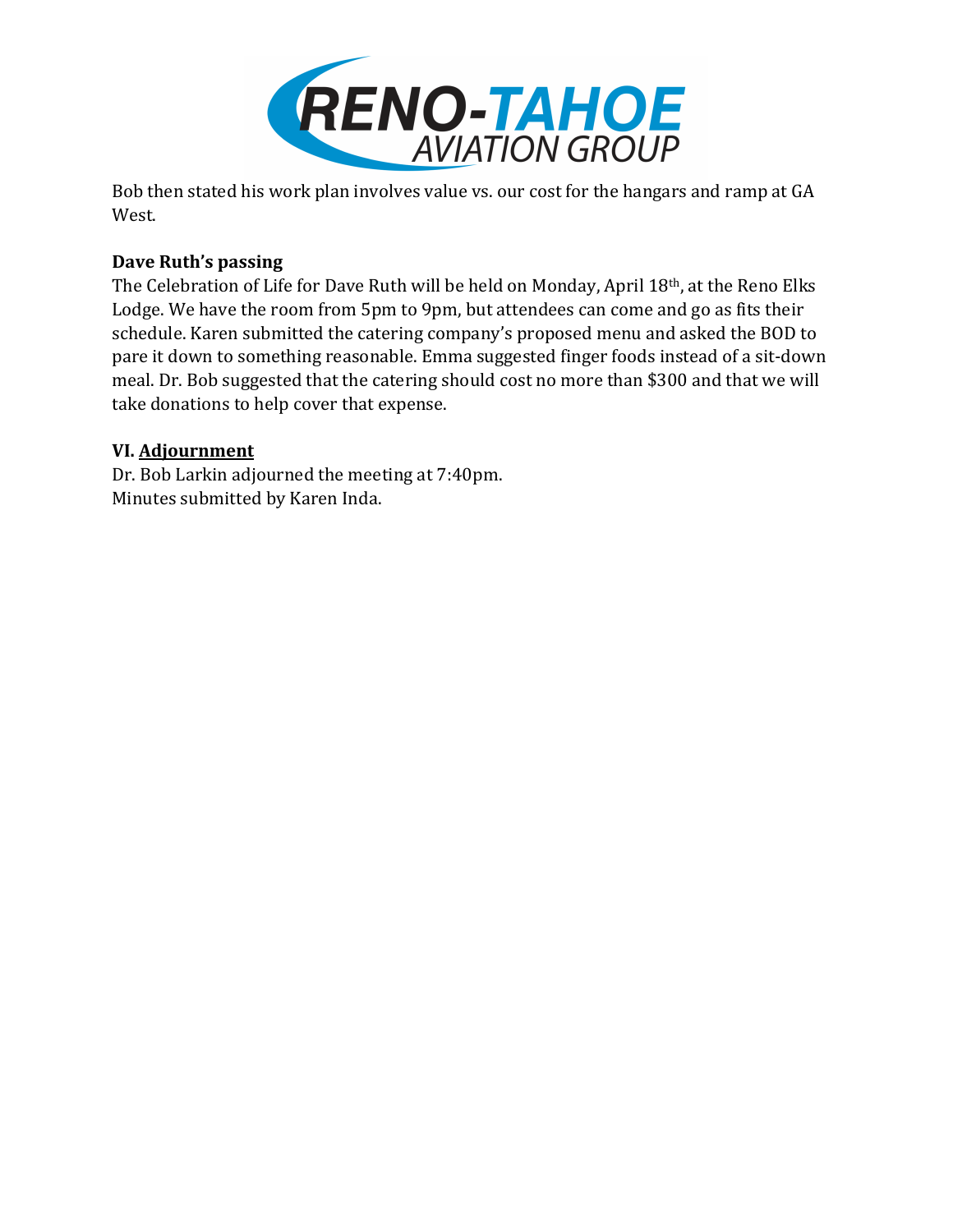Bob then stated his work plan involves value vs. our cost for the hangars and ramp at GA West.

**Dave Ruth's passing**

The Celebration of Life for Dave Ruth will be held on Monday, April 18th, at the Reno Elks Lodge. We have the room from 5pm to 9pm, but attendees can come and go as fits their schedule. Karen submitted the catering company's proposed menu and asked the BOD to pare it down to something reasonable. Emma suggested finger foods instead of a sit-down meal. Dr. Bob suggested that the catering should cost no more than $300 and that we will take donations to help cover that expense.

**VI. <u>Adjournment</u>**

Dr. Bob Larkin adjourned the meeting at 7:40pm.
Minutes submitted by Karen Inda.